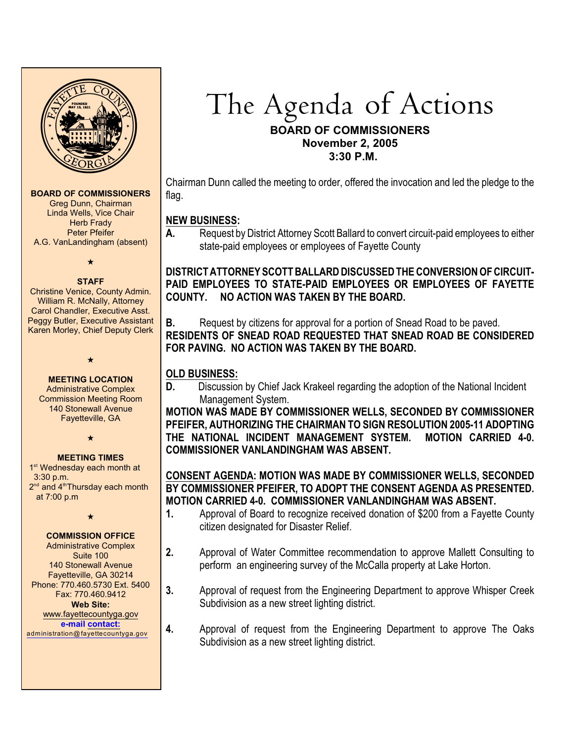# The Agenda of Actions

**BOARD OF COMMISSIONERS**
**November 2, 2005**
**3:30 P.M.**

**BOARD OF COMMISSIONERS**
Greg Dunn, Chairman
Linda Wells, Vice Chair
Herb Frady
Peter Pfeifer
A.G. VanLandingham (absent)

★

**STAFF**
Christine Venice, County Admin.
William R. McNally, Attorney
Carol Chandler, Executive Asst.
Peggy Butler, Executive Assistant
Karen Morley, Chief Deputy Clerk

★

**MEETING LOCATION**
Administrative Complex
Commission Meeting Room
140 Stonewall Avenue
Fayetteville, GA

★

**MEETING TIMES**
1st Wednesday each month at 3:30 p.m.
2nd and 4th Thursday each month at 7:00 p.m

★

**COMMISSION OFFICE**
Administrative Complex
Suite 100
140 Stonewall Avenue
Fayetteville, GA 30214
Phone: 770.460.5730 Ext. 5400
Fax: 770.460.9412
**Web Site:**
www.fayettecountyga.gov
**e-mail contact:**
administration@fayettecountyga.gov

Chairman Dunn called the meeting to order, offered the invocation and led the pledge to the flag.

## NEW BUSINESS:

**A.** Request by District Attorney Scott Ballard to convert circuit-paid employees to either state-paid employees or employees of Fayette County

**DISTRICT ATTORNEY SCOTT BALLARD DISCUSSED THE CONVERSION OF CIRCUIT-PAID EMPLOYEES TO STATE-PAID EMPLOYEES OR EMPLOYEES OF FAYETTE COUNTY. NO ACTION WAS TAKEN BY THE BOARD.**

**B.** Request by citizens for approval for a portion of Snead Road to be paved.
**RESIDENTS OF SNEAD ROAD REQUESTED THAT SNEAD ROAD BE CONSIDERED FOR PAVING. NO ACTION WAS TAKEN BY THE BOARD.**

## OLD BUSINESS:

**D.** Discussion by Chief Jack Krakeel regarding the adoption of the National Incident Management System.
**MOTION WAS MADE BY COMMISSIONER WELLS, SECONDED BY COMMISSIONER PFEIFER, AUTHORIZING THE CHAIRMAN TO SIGN RESOLUTION 2005-11 ADOPTING THE NATIONAL INCIDENT MANAGEMENT SYSTEM. MOTION CARRIED 4-0. COMMISSIONER VANLANDINGHAM WAS ABSENT.**

**CONSENT AGENDA: MOTION WAS MADE BY COMMISSIONER WELLS, SECONDED BY COMMISSIONER PFEIFER, TO ADOPT THE CONSENT AGENDA AS PRESENTED. MOTION CARRIED 4-0. COMMISSIONER VANLANDINGHAM WAS ABSENT.**

**1.** Approval of Board to recognize received donation of $200 from a Fayette County citizen designated for Disaster Relief.

**2.** Approval of Water Committee recommendation to approve Mallett Consulting to perform an engineering survey of the McCalla property at Lake Horton.

**3.** Approval of request from the Engineering Department to approve Whisper Creek Subdivision as a new street lighting district.

**4.** Approval of request from the Engineering Department to approve The Oaks Subdivision as a new street lighting district.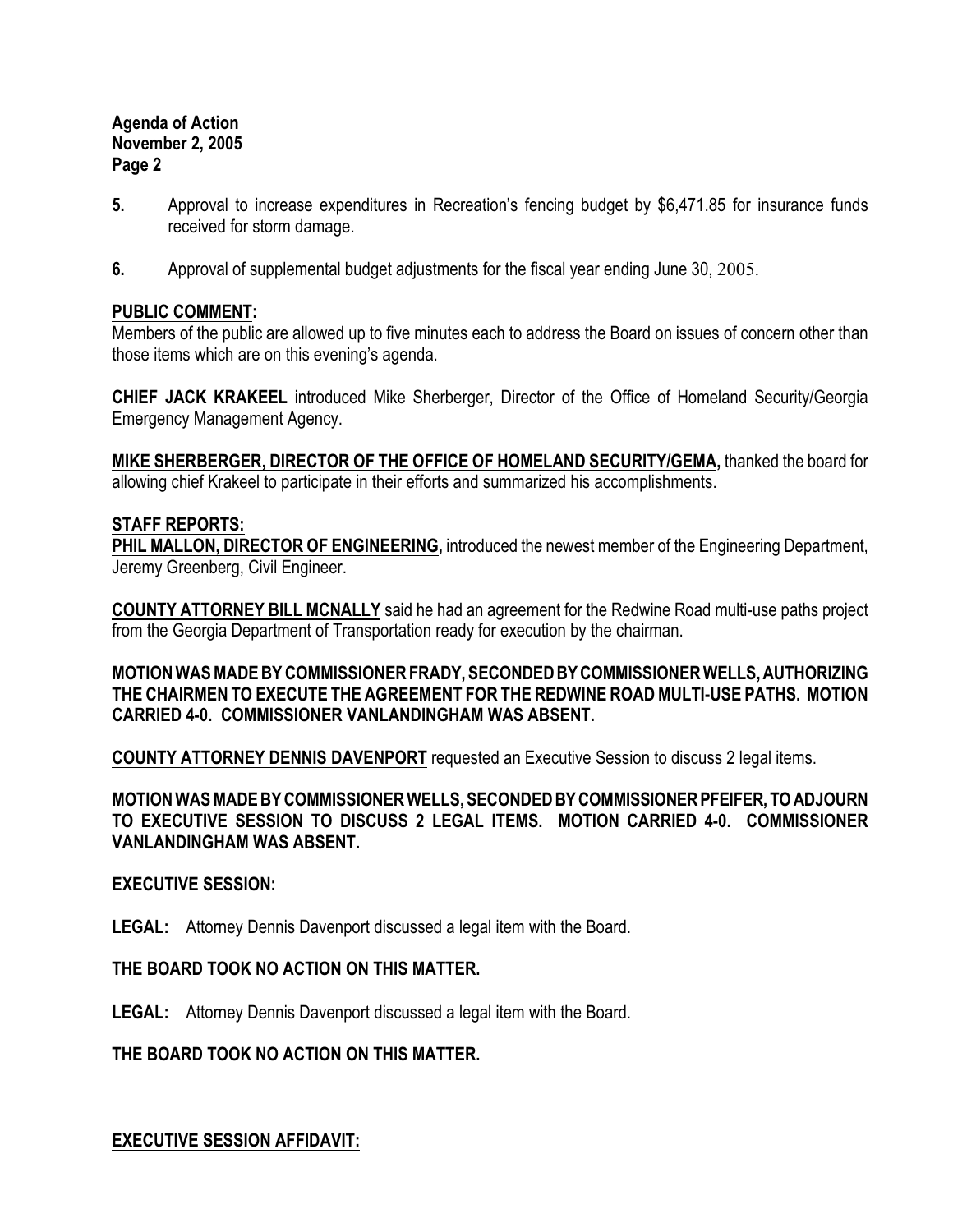**5.** Approval to increase expenditures in Recreation's fencing budget by $6,471.85 for insurance funds received for storm damage.

**6.** Approval of supplemental budget adjustments for the fiscal year ending June 30, 2005.

**PUBLIC COMMENT:**

Members of the public are allowed up to five minutes each to address the Board on issues of concern other than those items which are on this evening's agenda.

**CHIEF JACK KRAKEEL** introduced Mike Sherberger, Director of the Office of Homeland Security/Georgia Emergency Management Agency.

**MIKE SHERBERGER, DIRECTOR OF THE OFFICE OF HOMELAND SECURITY/GEMA,** thanked the board for allowing chief Krakeel to participate in their efforts and summarized his accomplishments.

**STAFF REPORTS:**

**PHIL MALLON, DIRECTOR OF ENGINEERING,** introduced the newest member of the Engineering Department, Jeremy Greenberg, Civil Engineer.

**COUNTY ATTORNEY BILL MCNALLY** said he had an agreement for the Redwine Road multi-use paths project from the Georgia Department of Transportation ready for execution by the chairman.

**MOTION WAS MADE BY COMMISSIONER FRADY, SECONDED BY COMMISSIONER WELLS, AUTHORIZING THE CHAIRMEN TO EXECUTE THE AGREEMENT FOR THE REDWINE ROAD MULTI-USE PATHS. MOTION CARRIED 4-0. COMMISSIONER VANLANDINGHAM WAS ABSENT.**

**COUNTY ATTORNEY DENNIS DAVENPORT** requested an Executive Session to discuss 2 legal items.

**MOTION WAS MADE BY COMMISSIONER WELLS, SECONDED BY COMMISSIONER PFEIFER, TO ADJOURN TO EXECUTIVE SESSION TO DISCUSS 2 LEGAL ITEMS. MOTION CARRIED 4-0. COMMISSIONER VANLANDINGHAM WAS ABSENT.**

**EXECUTIVE SESSION:**

**LEGAL:** Attorney Dennis Davenport discussed a legal item with the Board.

**THE BOARD TOOK NO ACTION ON THIS MATTER.**

**LEGAL:** Attorney Dennis Davenport discussed a legal item with the Board.

**THE BOARD TOOK NO ACTION ON THIS MATTER.**

**EXECUTIVE SESSION AFFIDAVIT:**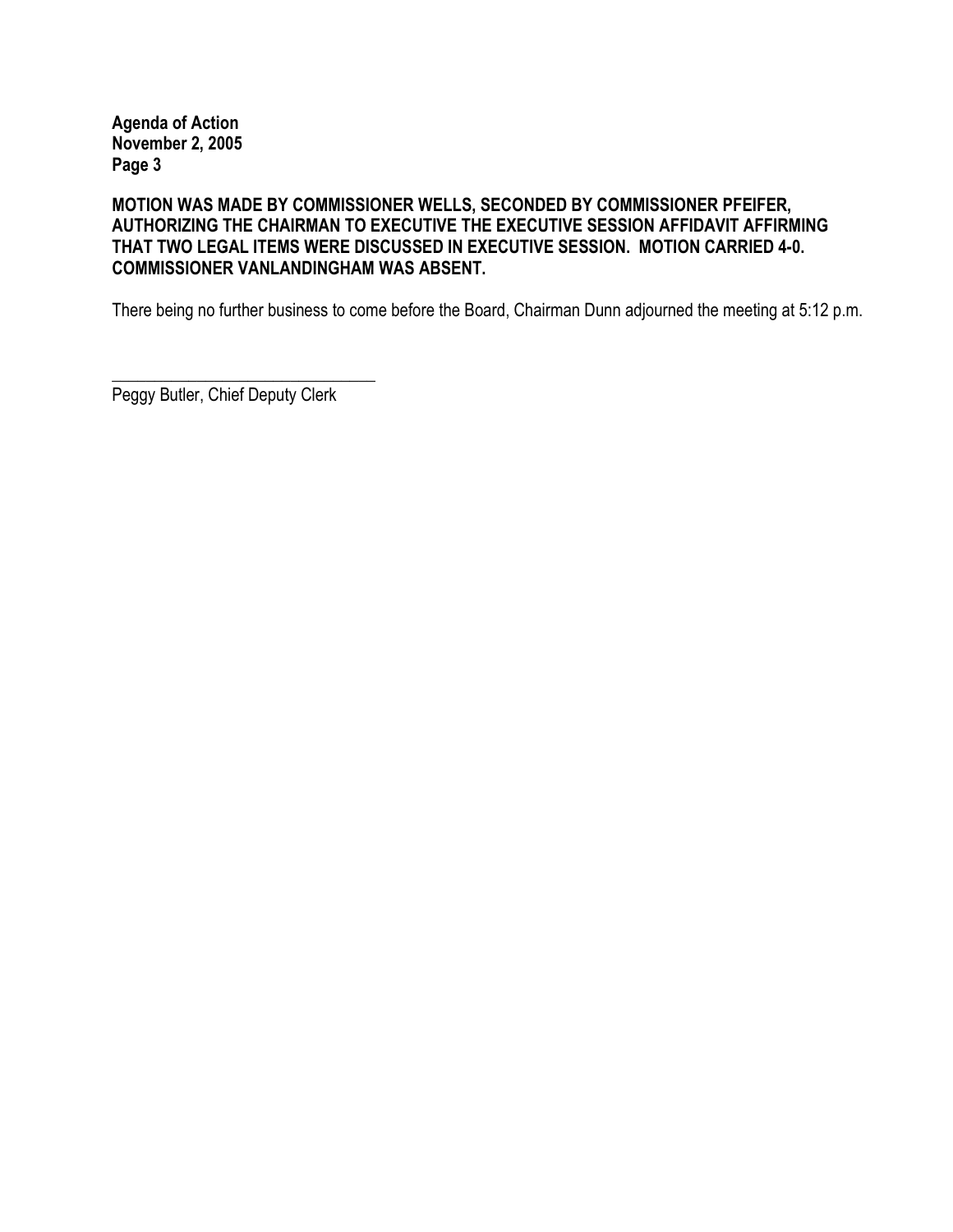**MOTION WAS MADE BY COMMISSIONER WELLS, SECONDED BY COMMISSIONER PFEIFER, AUTHORIZING THE CHAIRMAN TO EXECUTIVE THE EXECUTIVE SESSION AFFIDAVIT AFFIRMING THAT TWO LEGAL ITEMS WERE DISCUSSED IN EXECUTIVE SESSION. MOTION CARRIED 4-0. COMMISSIONER VANLANDINGHAM WAS ABSENT.**

There being no further business to come before the Board, Chairman Dunn adjourned the meeting at 5:12 p.m.

_______________________________
Peggy Butler, Chief Deputy Clerk